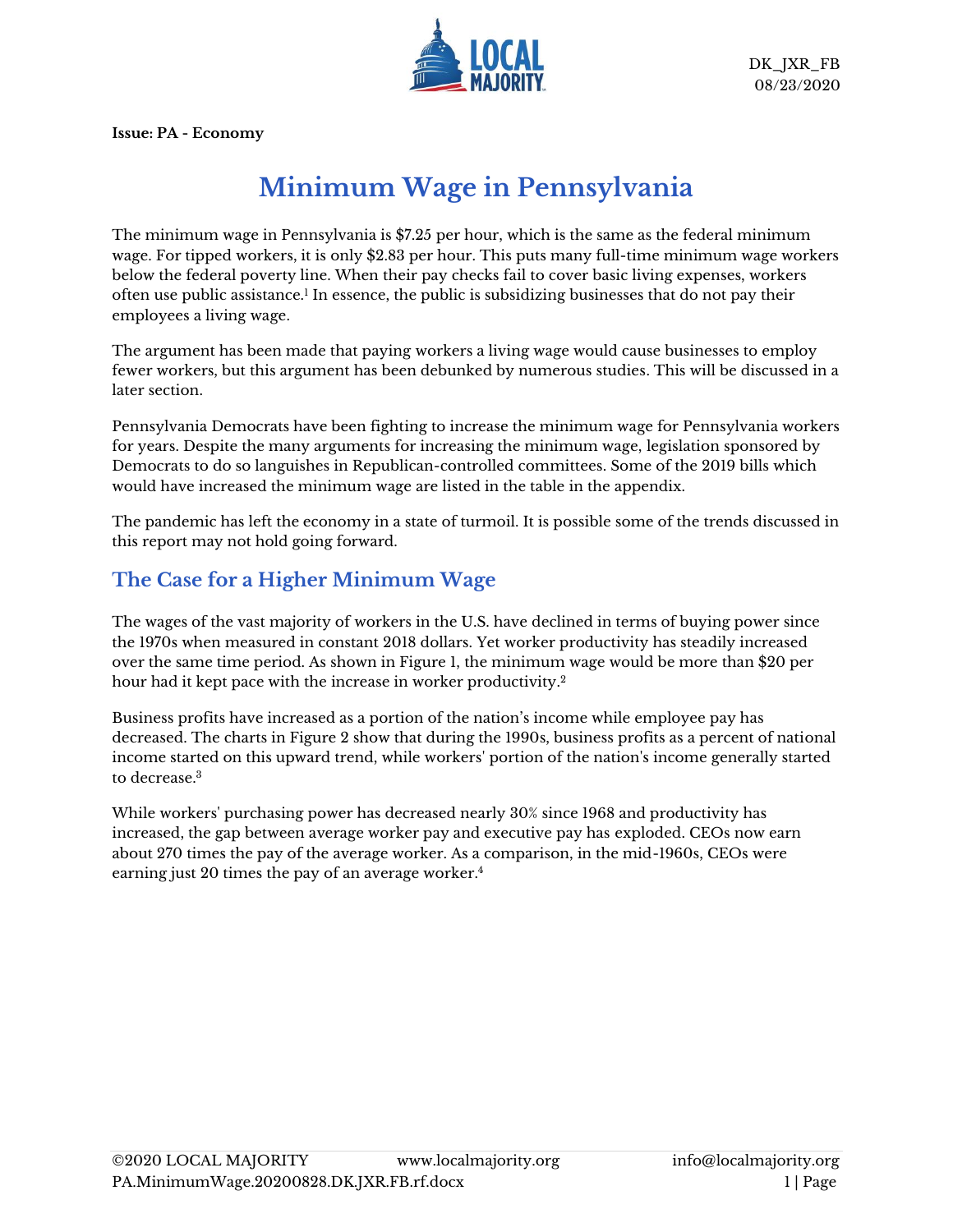Issue: PA - Economy

# Minimum Wage in Pennsylvania

The minimum wage in Pennsylvania is $7.25 per hour, which is the same as the federal minimum wage. For tipped workers, it is only $2.83 per hour. This puts many full-time minimum wage workers below the federal poverty line. When their pay checks fail to cover basic living expenses, workers often use public assistance.[1] In essence, the public is subsidizing businesses that do not pay their employees a living wage.

The argument has been made that paying workers a living wage would cause businesses to employ fewer workers, but this argument has been debunked by numerous studies. This will be discussed in a later section.

Pennsylvania Democrats have been fighting to increase the minimum wage for Pennsylvania workers for years. Despite the many arguments for increasing the minimum wage, legislation sponsored by Democrats to do so languishes in Republican-controlled committees. Some of the 2019 bills which would have increased the minimum wage are listed in the table in the appendix.

The pandemic has left the economy in a state of turmoil. It is possible some of the trends discussed in this report may not hold going forward.

## The Case for a Higher Minimum Wage

The wages of the vast majority of workers in the U.S. have declined in terms of buying power since the 1970s when measured in constant 2018 dollars. Yet worker productivity has steadily increased over the same time period. As shown in Figure 1, the minimum wage would be more than $20 per hour had it kept pace with the increase in worker productivity.[2]

Business profits have increased as a portion of the nation's income while employee pay has decreased. The charts in Figure 2 show that during the 1990s, business profits as a percent of national income started on this upward trend, while workers' portion of the nation's income generally started to decrease.[3]

While workers' purchasing power has decreased nearly 30% since 1968 and productivity has increased, the gap between average worker pay and executive pay has exploded. CEOs now earn about 270 times the pay of the average worker. As a comparison, in the mid-1960s, CEOs were earning just 20 times the pay of an average worker.[4]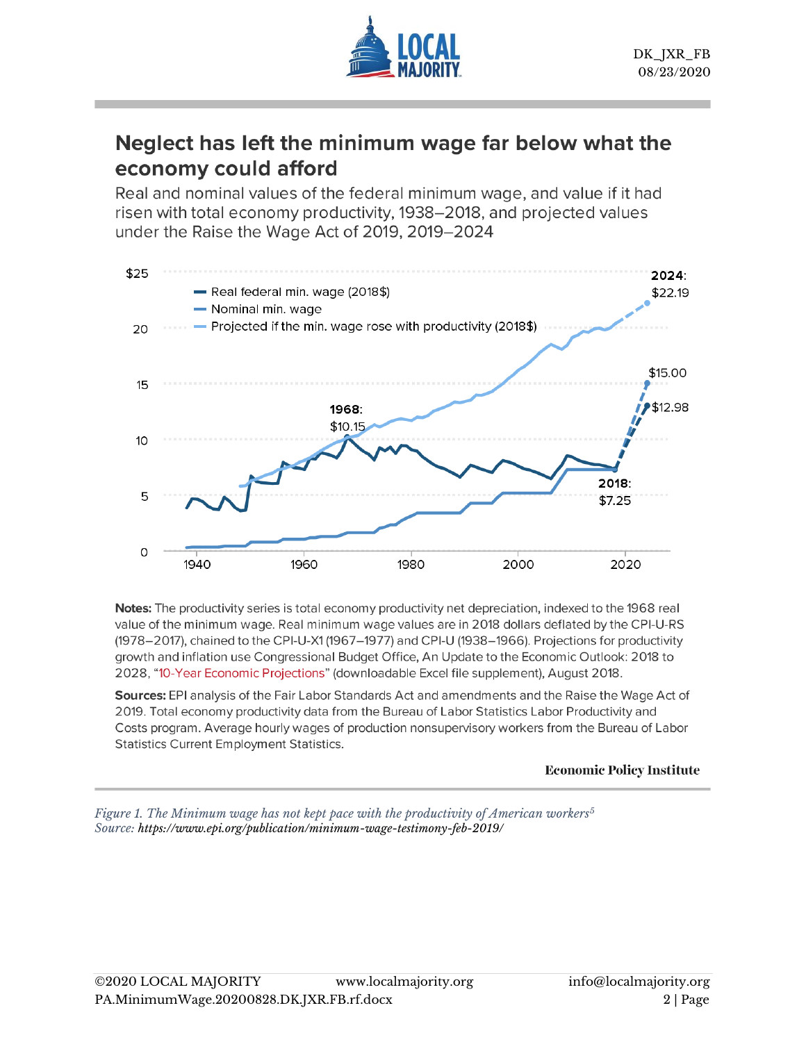## Neglect has left the minimum wage far below what the economy could afford

Real and nominal values of the federal minimum wage, and value if it had risen with total economy productivity, 1938–2018, and projected values under the Raise the Wage Act of 2019, 2019–2024

**Notes:** The productivity series is total economy productivity net depreciation, indexed to the 1968 real value of the minimum wage. Real minimum wage values are in 2018 dollars deflated by the CPI-U-RS (1978–2017), chained to the CPI-U-X1 (1967–1977) and CPI-U (1938–1966). Projections for productivity growth and inflation use Congressional Budget Office, An Update to the Economic Outlook: 2018 to 2028, "10-Year Economic Projections" (downloadable Excel file supplement), August 2018.

**Sources:** EPI analysis of the Fair Labor Standards Act and amendments and the Raise the Wage Act of 2019. Total economy productivity data from the Bureau of Labor Statistics Labor Productivity and Costs program. Average hourly wages of production nonsupervisory workers from the Bureau of Labor Statistics Current Employment Statistics.

**Economic Policy Institute**

*Figure 1. The Minimum wage has not kept pace with the productivity of American workers*[5]
*Source: https://www.epi.org/publication/minimum-wage-testimony-feb-2019/*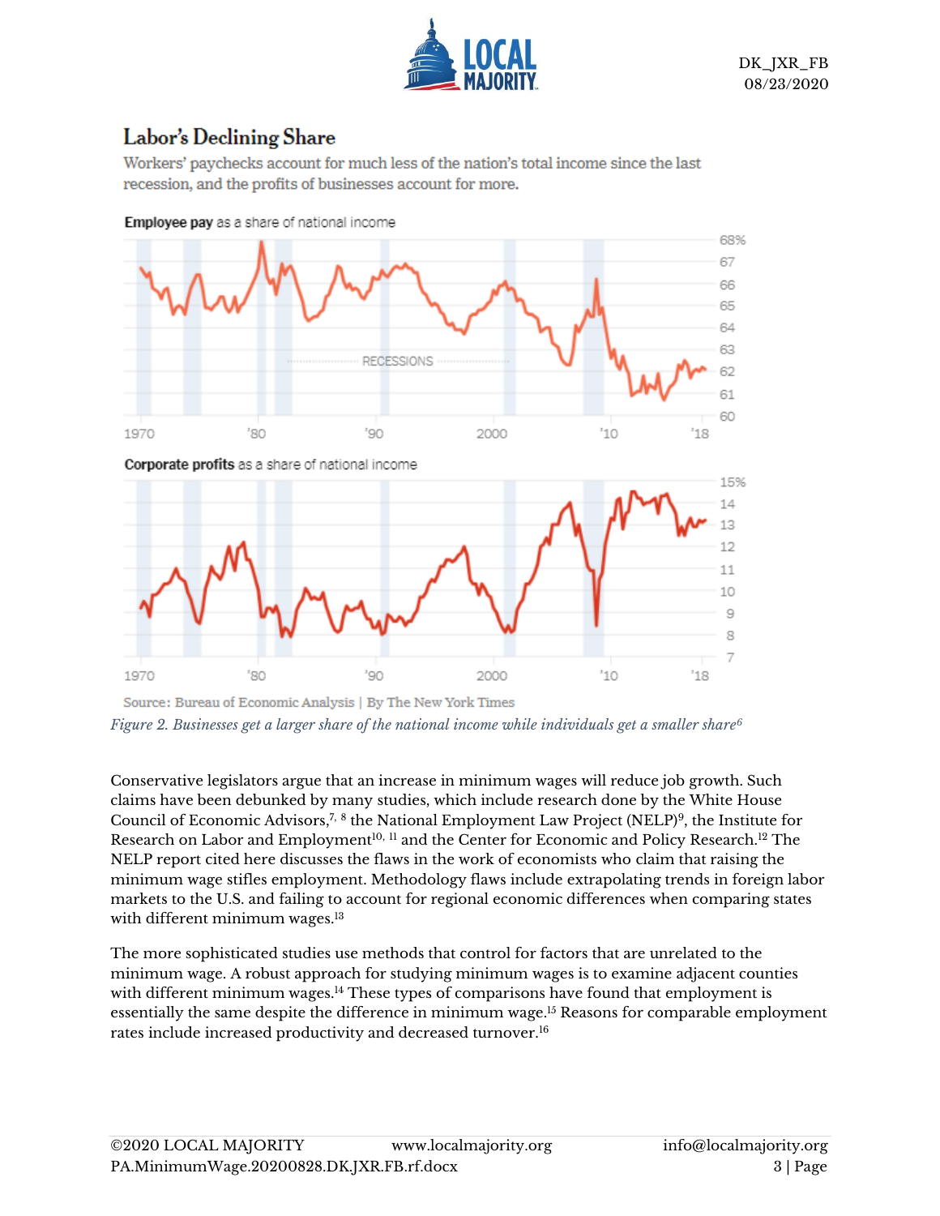## Labor's Declining Share

Workers' paychecks account for much less of the nation's total income since the last recession, and the profits of businesses account for more.

**Employee pay** as a share of national income

**Corporate profits** as a share of national income

Source: Bureau of Economic Analysis | By The New York Times

*Figure 2. Businesses get a larger share of the national income while individuals get a smaller share*[6]

Conservative legislators argue that an increase in minimum wages will reduce job growth. Such claims have been debunked by many studies, which include research done by the White House Council of Economic Advisors,[7, 8] the National Employment Law Project (NELP)[9], the Institute for Research on Labor and Employment[10, 11] and the Center for Economic and Policy Research.[12] The NELP report cited here discusses the flaws in the work of economists who claim that raising the minimum wage stifles employment. Methodology flaws include extrapolating trends in foreign labor markets to the U.S. and failing to account for regional economic differences when comparing states with different minimum wages.[13]

The more sophisticated studies use methods that control for factors that are unrelated to the minimum wage. A robust approach for studying minimum wages is to examine adjacent counties with different minimum wages.[14] These types of comparisons have found that employment is essentially the same despite the difference in minimum wage.[15] Reasons for comparable employment rates include increased productivity and decreased turnover.[16]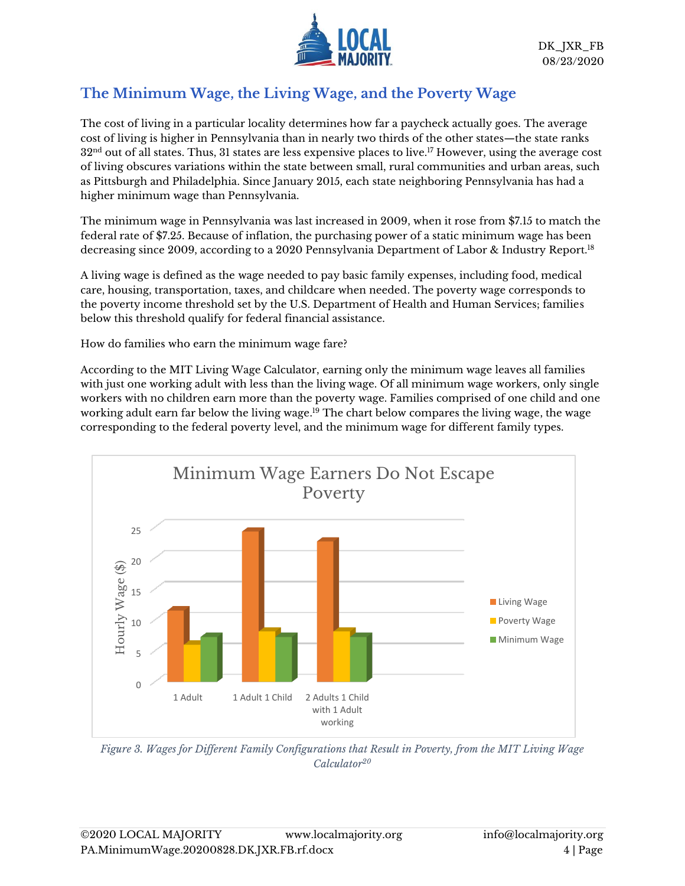## The Minimum Wage, the Living Wage, and the Poverty Wage

The cost of living in a particular locality determines how far a paycheck actually goes. The average cost of living is higher in Pennsylvania than in nearly two thirds of the other states—the state ranks 32nd out of all states. Thus, 31 states are less expensive places to live.[17] However, using the average cost of living obscures variations within the state between small, rural communities and urban areas, such as Pittsburgh and Philadelphia. Since January 2015, each state neighboring Pennsylvania has had a higher minimum wage than Pennsylvania.

The minimum wage in Pennsylvania was last increased in 2009, when it rose from $7.15 to match the federal rate of $7.25. Because of inflation, the purchasing power of a static minimum wage has been decreasing since 2009, according to a 2020 Pennsylvania Department of Labor & Industry Report.[18]

A living wage is defined as the wage needed to pay basic family expenses, including food, medical care, housing, transportation, taxes, and childcare when needed. The poverty wage corresponds to the poverty income threshold set by the U.S. Department of Health and Human Services; families below this threshold qualify for federal financial assistance.

How do families who earn the minimum wage fare?

According to the MIT Living Wage Calculator, earning only the minimum wage leaves all families with just one working adult with less than the living wage. Of all minimum wage workers, only single workers with no children earn more than the poverty wage. Families comprised of one child and one working adult earn far below the living wage.[19] The chart below compares the living wage, the wage corresponding to the federal poverty level, and the minimum wage for different family types.

*Figure 3. Wages for Different Family Configurations that Result in Poverty, from the MIT Living Wage Calculator[20]*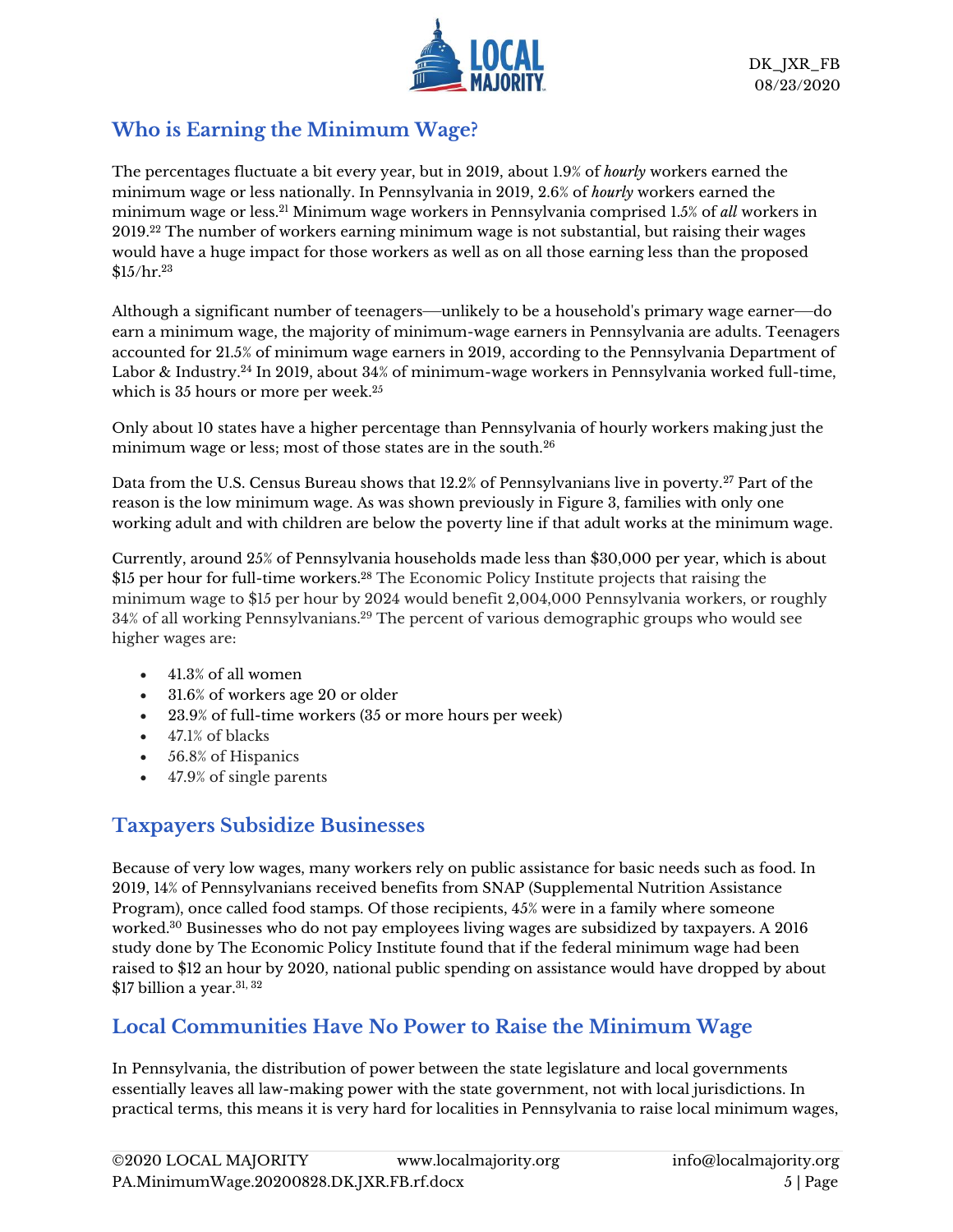## Who is Earning the Minimum Wage?

The percentages fluctuate a bit every year, but in 2019, about 1.9% of *hourly* workers earned the minimum wage or less nationally. In Pennsylvania in 2019, 2.6% of *hourly* workers earned the minimum wage or less.[21] Minimum wage workers in Pennsylvania comprised 1.5% of *all* workers in 2019.[22] The number of workers earning minimum wage is not substantial, but raising their wages would have a huge impact for those workers as well as on all those earning less than the proposed $15/hr.[23]

Although a significant number of teenagers—unlikely to be a household's primary wage earner—do earn a minimum wage, the majority of minimum-wage earners in Pennsylvania are adults. Teenagers accounted for 21.5% of minimum wage earners in 2019, according to the Pennsylvania Department of Labor & Industry.[24] In 2019, about 34% of minimum-wage workers in Pennsylvania worked full-time, which is 35 hours or more per week.[25]

Only about 10 states have a higher percentage than Pennsylvania of hourly workers making just the minimum wage or less; most of those states are in the south.[26]

Data from the U.S. Census Bureau shows that 12.2% of Pennsylvanians live in poverty.[27] Part of the reason is the low minimum wage. As was shown previously in Figure 3, families with only one working adult and with children are below the poverty line if that adult works at the minimum wage.

Currently, around 25% of Pennsylvania households made less than $30,000 per year, which is about $15 per hour for full-time workers.[28] The Economic Policy Institute projects that raising the minimum wage to $15 per hour by 2024 would benefit 2,004,000 Pennsylvania workers, or roughly 34% of all working Pennsylvanians.[29] The percent of various demographic groups who would see higher wages are:

- 41.3% of all women
- 31.6% of workers age 20 or older
- 23.9% of full-time workers (35 or more hours per week)
- 47.1% of blacks
- 56.8% of Hispanics
- 47.9% of single parents

## Taxpayers Subsidize Businesses

Because of very low wages, many workers rely on public assistance for basic needs such as food. In 2019, 14% of Pennsylvanians received benefits from SNAP (Supplemental Nutrition Assistance Program), once called food stamps. Of those recipients, 45% were in a family where someone worked.[30] Businesses who do not pay employees living wages are subsidized by taxpayers. A 2016 study done by The Economic Policy Institute found that if the federal minimum wage had been raised to $12 an hour by 2020, national public spending on assistance would have dropped by about $17 billion a year.[31, 32]

## Local Communities Have No Power to Raise the Minimum Wage

In Pennsylvania, the distribution of power between the state legislature and local governments essentially leaves all law-making power with the state government, not with local jurisdictions. In practical terms, this means it is very hard for localities in Pennsylvania to raise local minimum wages,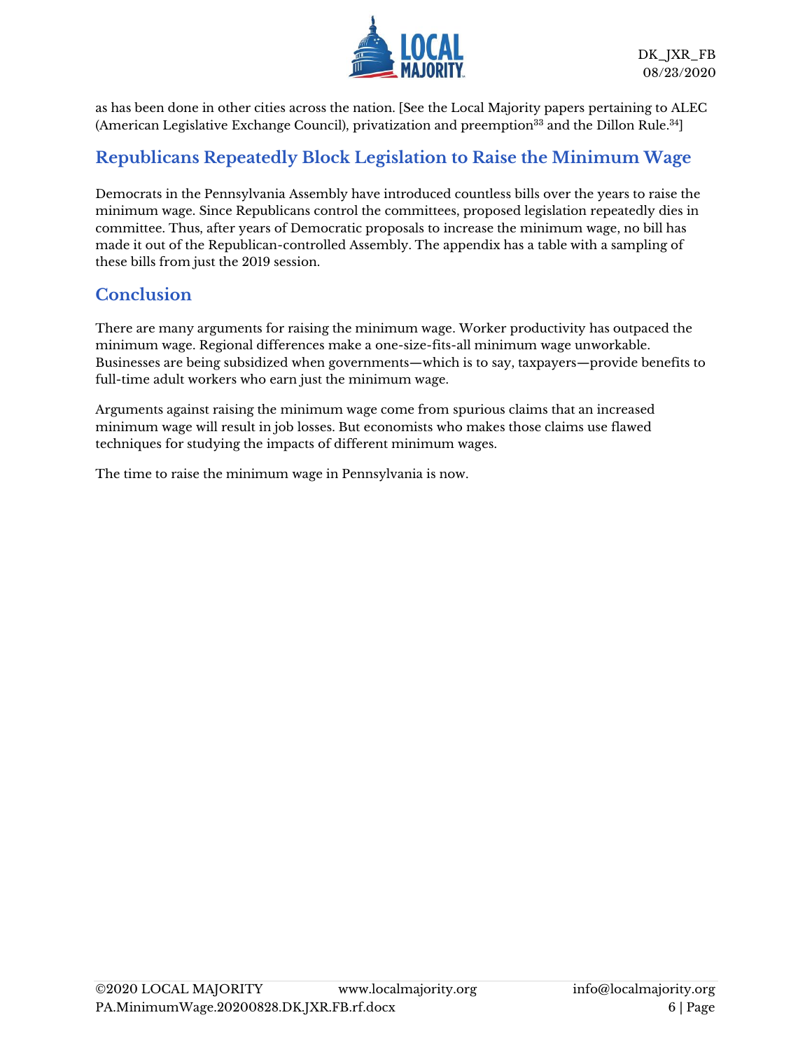as has been done in other cities across the nation. [See the Local Majority papers pertaining to ALEC (American Legislative Exchange Council), privatization and preemption[33] and the Dillon Rule.[34]]

## Republicans Repeatedly Block Legislation to Raise the Minimum Wage

Democrats in the Pennsylvania Assembly have introduced countless bills over the years to raise the minimum wage. Since Republicans control the committees, proposed legislation repeatedly dies in committee. Thus, after years of Democratic proposals to increase the minimum wage, no bill has made it out of the Republican-controlled Assembly. The appendix has a table with a sampling of these bills from just the 2019 session.

## Conclusion

There are many arguments for raising the minimum wage. Worker productivity has outpaced the minimum wage. Regional differences make a one-size-fits-all minimum wage unworkable. Businesses are being subsidized when governments—which is to say, taxpayers—provide benefits to full-time adult workers who earn just the minimum wage.

Arguments against raising the minimum wage come from spurious claims that an increased minimum wage will result in job losses. But economists who makes those claims use flawed techniques for studying the impacts of different minimum wages.

The time to raise the minimum wage in Pennsylvania is now.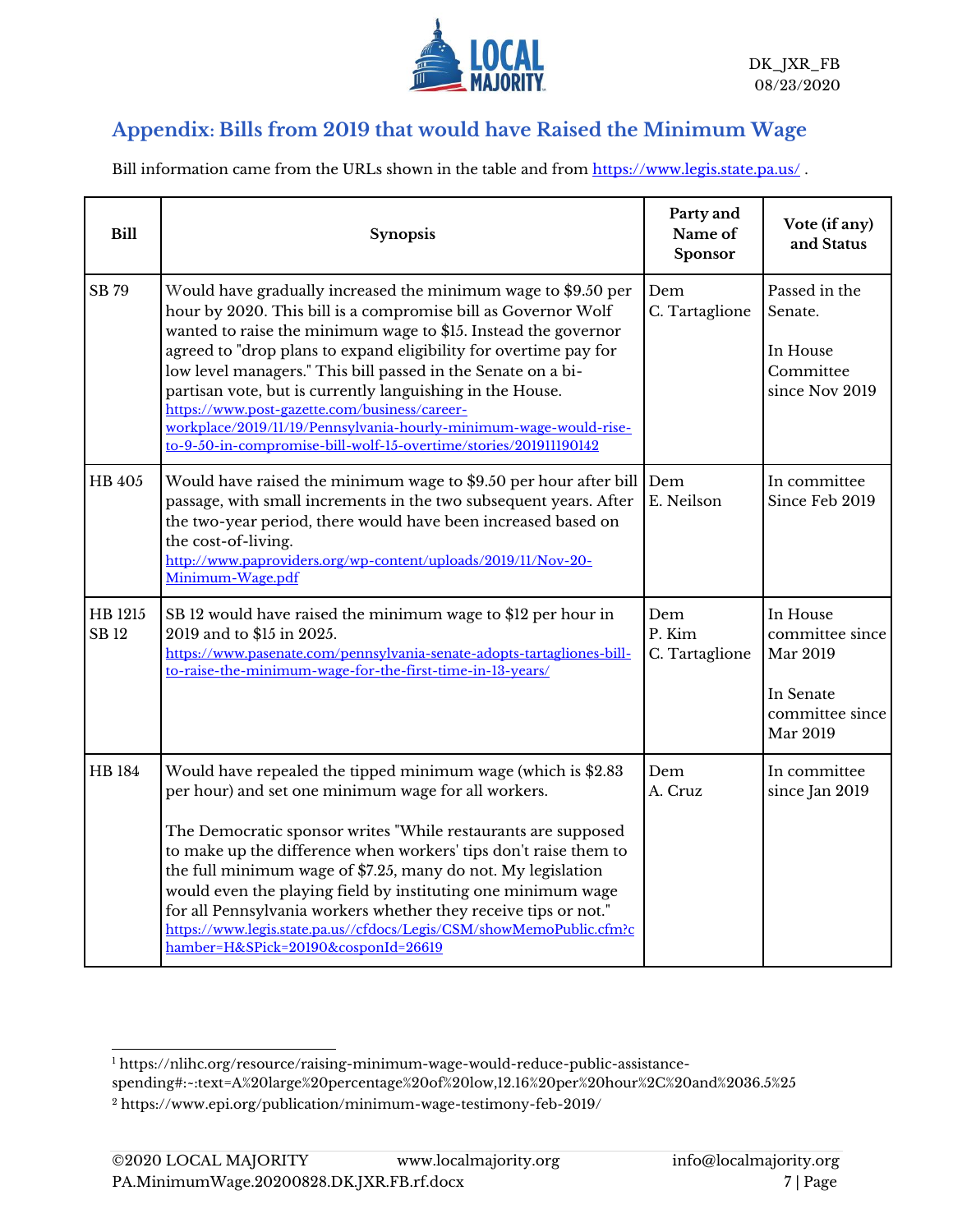## Appendix: Bills from 2019 that would have Raised the Minimum Wage

Bill information came from the URLs shown in the table and from https://www.legis.state.pa.us/ .

| Bill | Synopsis | Party and Name of Sponsor | Vote (if any) and Status |
|---|---|---|---|
| SB 79 | Would have gradually increased the minimum wage to $9.50 per hour by 2020. This bill is a compromise bill as Governor Wolf wanted to raise the minimum wage to $15. Instead the governor agreed to "drop plans to expand eligibility for overtime pay for low level managers." This bill passed in the Senate on a bi-partisan vote, but is currently languishing in the House. https://www.post-gazette.com/business/career-workplace/2019/11/19/Pennsylvania-hourly-minimum-wage-would-rise-to-9-50-in-compromise-bill-wolf-15-overtime/stories/201911190142 | Dem C. Tartaglione | Passed in the Senate.<br><br>In House Committee since Nov 2019 |
| HB 405 | Would have raised the minimum wage to $9.50 per hour after bill passage, with small increments in the two subsequent years. After the two-year period, there would have been increased based on the cost-of-living. http://www.paproviders.org/wp-content/uploads/2019/11/Nov-20-Minimum-Wage.pdf | Dem E. Neilson | In committee Since Feb 2019 |
| HB 1215<br>SB 12 | SB 12 would have raised the minimum wage to $12 per hour in 2019 and to $15 in 2025. https://www.pasenate.com/pennsylvania-senate-adopts-tartagliones-bill-to-raise-the-minimum-wage-for-the-first-time-in-13-years/ | Dem P. Kim C. Tartaglione | In House committee since Mar 2019<br><br>In Senate committee since Mar 2019 |
| HB 184 | Would have repealed the tipped minimum wage (which is $2.83 per hour) and set one minimum wage for all workers.<br><br>The Democratic sponsor writes "While restaurants are supposed to make up the difference when workers' tips don't raise them to the full minimum wage of $7.25, many do not. My legislation would even the playing field by instituting one minimum wage for all Pennsylvania workers whether they receive tips or not." https://www.legis.state.pa.us//cfdocs/Legis/CSM/showMemoPublic.cfm?chamber=H&SPick=20190&cosponId=26619 | Dem A. Cruz | In committee since Jan 2019 |

[1] https://nlihc.org/resource/raising-minimum-wage-would-reduce-public-assistance-spending#:~:text=A%20large%20percentage%20of%20low,12.16%20per%20hour%2C%20and%2036.5%25

[2] https://www.epi.org/publication/minimum-wage-testimony-feb-2019/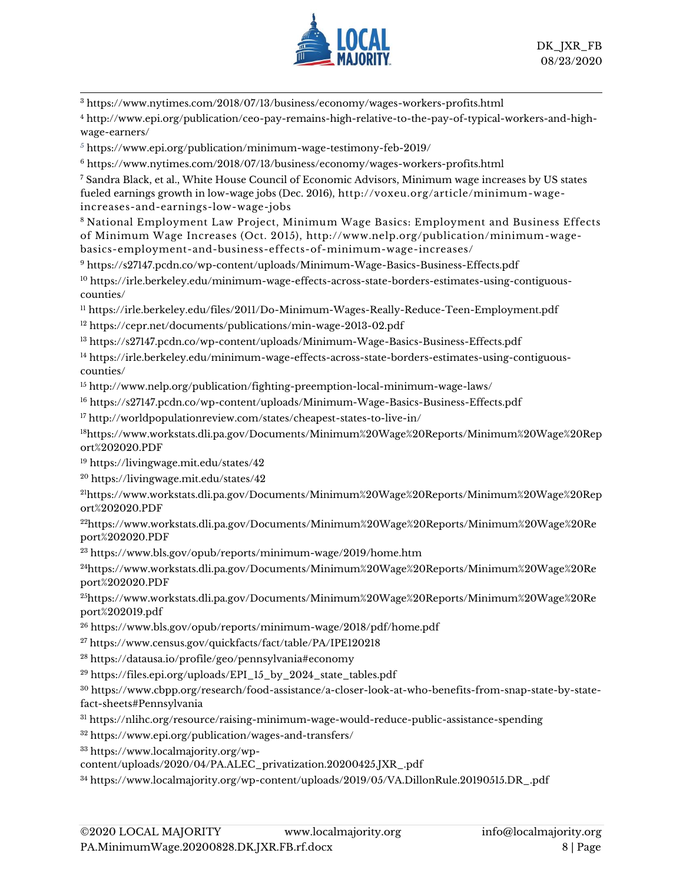[3] https://www.nytimes.com/2018/07/13/business/economy/wages-workers-profits.html

[4] http://www.epi.org/publication/ceo-pay-remains-high-relative-to-the-pay-of-typical-workers-and-high-wage-earners/

[5] https://www.epi.org/publication/minimum-wage-testimony-feb-2019/

[6] https://www.nytimes.com/2018/07/13/business/economy/wages-workers-profits.html

[7] Sandra Black, et al., White House Council of Economic Advisors, Minimum wage increases by US states fueled earnings growth in low-wage jobs (Dec. 2016), http://voxeu.org/article/minimum-wage-increases-and-earnings-low-wage-jobs

[8] National Employment Law Project, Minimum Wage Basics: Employment and Business Effects of Minimum Wage Increases (Oct. 2015), http://www.nelp.org/publication/minimum-wage-basics-employment-and-business-effects-of-minimum-wage-increases/

[9] https://s27147.pcdn.co/wp-content/uploads/Minimum-Wage-Basics-Business-Effects.pdf

[10] https://irle.berkeley.edu/minimum-wage-effects-across-state-borders-estimates-using-contiguous-counties/

[11] https://irle.berkeley.edu/files/2011/Do-Minimum-Wages-Really-Reduce-Teen-Employment.pdf

[12] https://cepr.net/documents/publications/min-wage-2013-02.pdf

[13] https://s27147.pcdn.co/wp-content/uploads/Minimum-Wage-Basics-Business-Effects.pdf

[14] https://irle.berkeley.edu/minimum-wage-effects-across-state-borders-estimates-using-contiguous-counties/

[15] http://www.nelp.org/publication/fighting-preemption-local-minimum-wage-laws/

[16] https://s27147.pcdn.co/wp-content/uploads/Minimum-Wage-Basics-Business-Effects.pdf

[17] http://worldpopulationreview.com/states/cheapest-states-to-live-in/

[18] https://www.workstats.dli.pa.gov/Documents/Minimum%20Wage%20Reports/Minimum%20Wage%20Report%202020.PDF

[19] https://livingwage.mit.edu/states/42

[20] https://livingwage.mit.edu/states/42

[21] https://www.workstats.dli.pa.gov/Documents/Minimum%20Wage%20Reports/Minimum%20Wage%20Report%202020.PDF

[22] https://www.workstats.dli.pa.gov/Documents/Minimum%20Wage%20Reports/Minimum%20Wage%20Report%202020.PDF

[23] https://www.bls.gov/opub/reports/minimum-wage/2019/home.htm

[24] https://www.workstats.dli.pa.gov/Documents/Minimum%20Wage%20Reports/Minimum%20Wage%20Report%202020.PDF

[25] https://www.workstats.dli.pa.gov/Documents/Minimum%20Wage%20Reports/Minimum%20Wage%20Report%202019.pdf

[26] https://www.bls.gov/opub/reports/minimum-wage/2018/pdf/home.pdf

[27] https://www.census.gov/quickfacts/fact/table/PA/IPE120218

[28] https://datausa.io/profile/geo/pennsylvania#economy

[29] https://files.epi.org/uploads/EPI_15_by_2024_state_tables.pdf

[30] https://www.cbpp.org/research/food-assistance/a-closer-look-at-who-benefits-from-snap-state-by-state-fact-sheets#Pennsylvania

[31] https://nlihc.org/resource/raising-minimum-wage-would-reduce-public-assistance-spending

[32] https://www.epi.org/publication/wages-and-transfers/

[33] https://www.localmajority.org/wp-content/uploads/2020/04/PA.ALEC_privatization.20200425.JXR_.pdf

[34] https://www.localmajority.org/wp-content/uploads/2019/05/VA.DillonRule.20190515.DR_.pdf